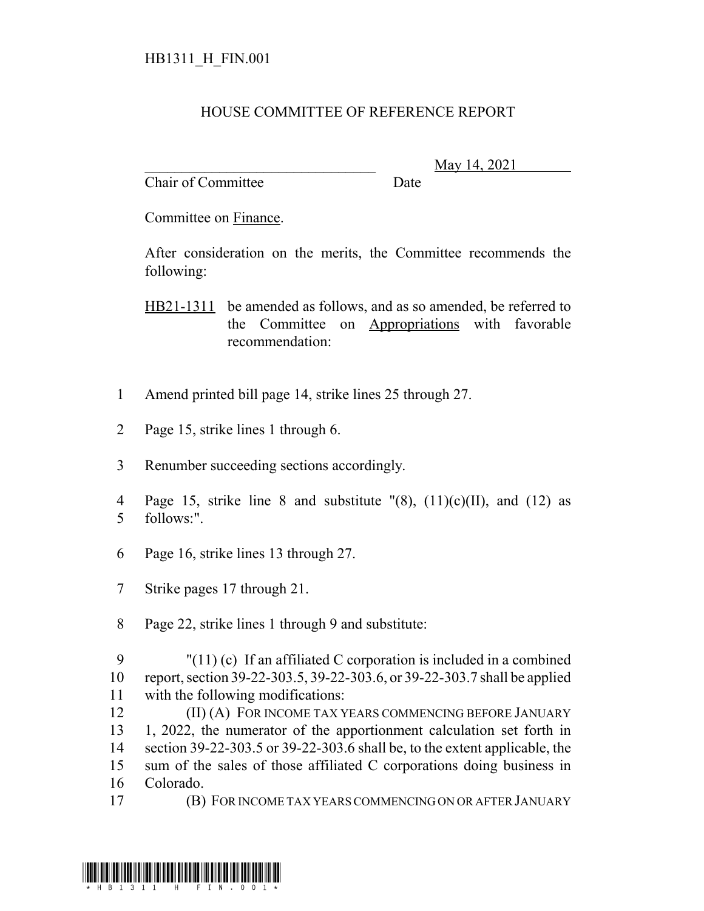HB1311_H_FIN.001

# HOUSE COMMITTEE OF REFERENCE REPORT

________________________________ May 14, 2021
Chair of Committee Date

Committee on Finance.

After consideration on the merits, the Committee recommends the following:

HB21-1311 be amended as follows, and as so amended, be referred to the Committee on Appropriations with favorable recommendation:

1 Amend printed bill page 14, strike lines 25 through 27.

2 Page 15, strike lines 1 through 6.

3 Renumber succeeding sections accordingly.

4 Page 15, strike line 8 and substitute "(8), (11)(c)(II), and (12) as
5 follows:".

6 Page 16, strike lines 13 through 27.

7 Strike pages 17 through 21.

8 Page 22, strike lines 1 through 9 and substitute:

9 "(11) (c) If an affiliated C corporation is included in a combined
10 report, section 39-22-303.5, 39-22-303.6, or 39-22-303.7 shall be applied
11 with the following modifications:
12 (II) (A) FOR INCOME TAX YEARS COMMENCING BEFORE JANUARY
13 1, 2022, the numerator of the apportionment calculation set forth in
14 section 39-22-303.5 or 39-22-303.6 shall be, to the extent applicable, the
15 sum of the sales of those affiliated C corporations doing business in
16 Colorado.
17 (B) FOR INCOME TAX YEARS COMMENCING ON OR AFTER JANUARY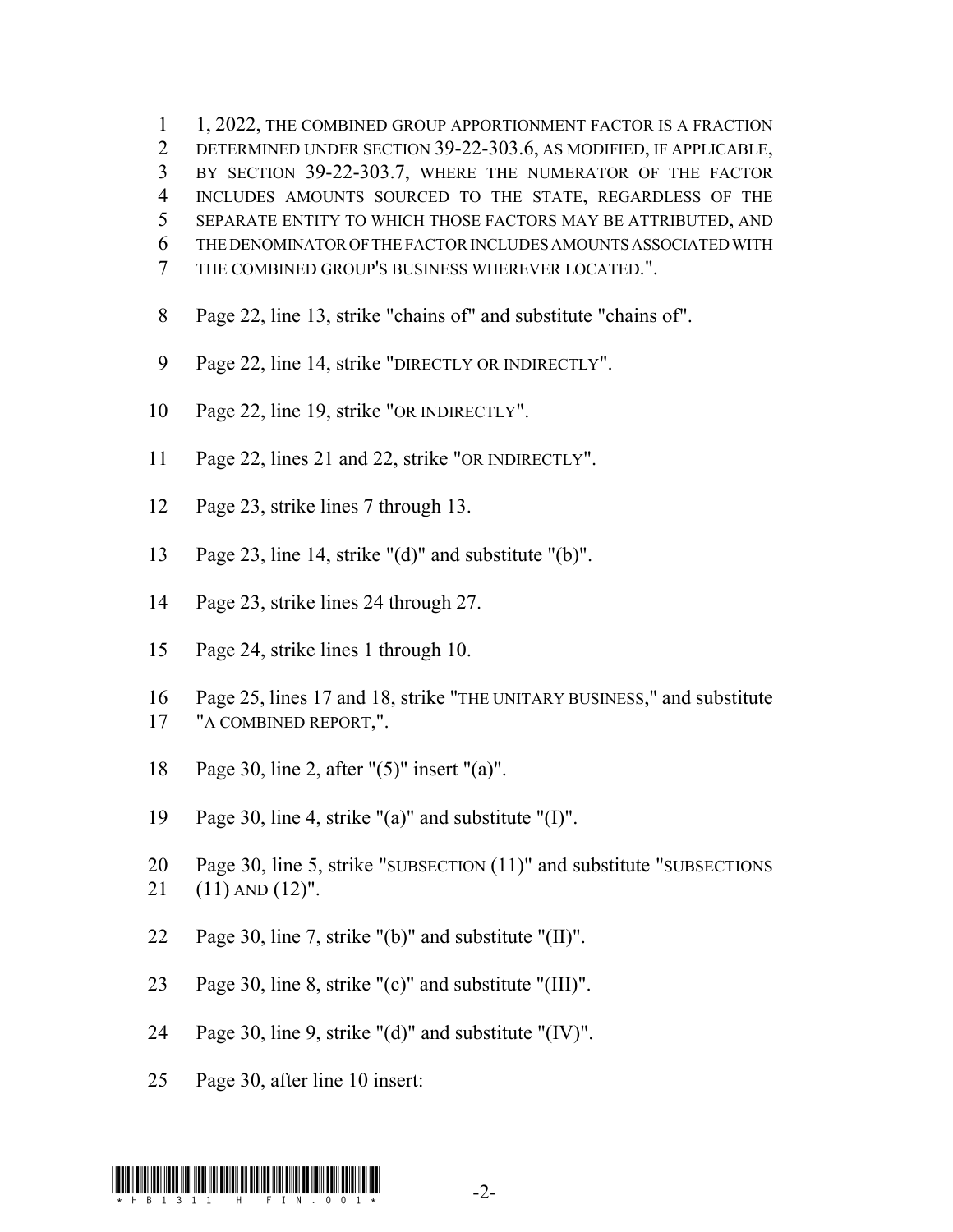1, 2022, THE COMBINED GROUP APPORTIONMENT FACTOR IS A FRACTION DETERMINED UNDER SECTION 39-22-303.6, AS MODIFIED, IF APPLICABLE, BY SECTION 39-22-303.7, WHERE THE NUMERATOR OF THE FACTOR INCLUDES AMOUNTS SOURCED TO THE STATE, REGARDLESS OF THE SEPARATE ENTITY TO WHICH THOSE FACTORS MAY BE ATTRIBUTED, AND THE DENOMINATOR OF THE FACTOR INCLUDES AMOUNTS ASSOCIATED WITH THE COMBINED GROUP'S BUSINESS WHEREVER LOCATED.".

Page 22, line 13, strike "~~chains of~~" and substitute "chains of".

Page 22, line 14, strike "DIRECTLY OR INDIRECTLY".

Page 22, line 19, strike "OR INDIRECTLY".

Page 22, lines 21 and 22, strike "OR INDIRECTLY".

Page 23, strike lines 7 through 13.

Page 23, line 14, strike "(d)" and substitute "(b)".

Page 23, strike lines 24 through 27.

Page 24, strike lines 1 through 10.

Page 25, lines 17 and 18, strike "THE UNITARY BUSINESS," and substitute "A COMBINED REPORT,".

Page 30, line 2, after "(5)" insert "(a)".

Page 30, line 4, strike "(a)" and substitute "(I)".

Page 30, line 5, strike "SUBSECTION (11)" and substitute "SUBSECTIONS (11) AND (12)".

Page 30, line 7, strike "(b)" and substitute "(II)".

Page 30, line 8, strike "(c)" and substitute "(III)".

Page 30, line 9, strike "(d)" and substitute "(IV)".

Page 30, after line 10 insert: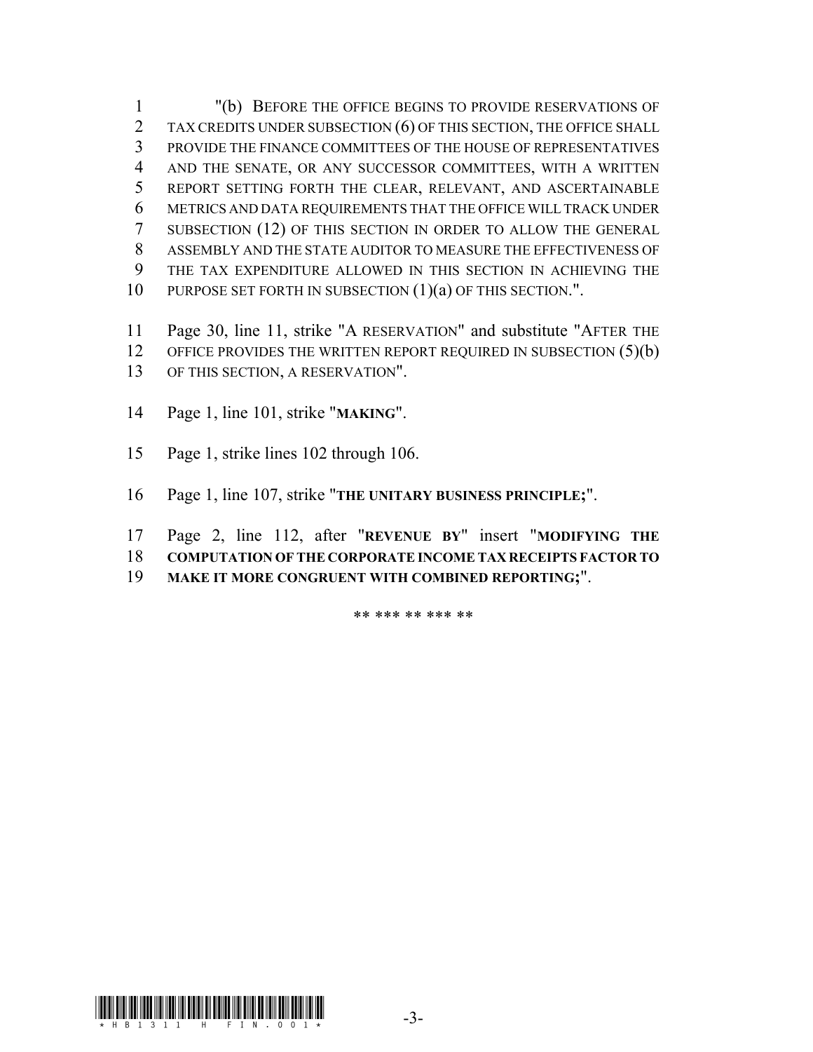1 "(b) BEFORE THE OFFICE BEGINS TO PROVIDE RESERVATIONS OF
2 TAX CREDITS UNDER SUBSECTION (6) OF THIS SECTION, THE OFFICE SHALL
3 PROVIDE THE FINANCE COMMITTEES OF THE HOUSE OF REPRESENTATIVES
4 AND THE SENATE, OR ANY SUCCESSOR COMMITTEES, WITH A WRITTEN
5 REPORT SETTING FORTH THE CLEAR, RELEVANT, AND ASCERTAINABLE
6 METRICS AND DATA REQUIREMENTS THAT THE OFFICE WILL TRACK UNDER
7 SUBSECTION (12) OF THIS SECTION IN ORDER TO ALLOW THE GENERAL
8 ASSEMBLY AND THE STATE AUDITOR TO MEASURE THE EFFECTIVENESS OF
9 THE TAX EXPENDITURE ALLOWED IN THIS SECTION IN ACHIEVING THE
10 PURPOSE SET FORTH IN SUBSECTION (1)(a) OF THIS SECTION.".

11 Page 30, line 11, strike "A RESERVATION" and substitute "AFTER THE
12 OFFICE PROVIDES THE WRITTEN REPORT REQUIRED IN SUBSECTION (5)(b)
13 OF THIS SECTION, A RESERVATION".

14 Page 1, line 101, strike "**MAKING**".

15 Page 1, strike lines 102 through 106.

16 Page 1, line 107, strike "**THE UNITARY BUSINESS PRINCIPLE;**".

17 Page 2, line 112, after "**REVENUE BY**" insert "**MODIFYING THE**
18 **COMPUTATION OF THE CORPORATE INCOME TAX RECEIPTS FACTOR TO**
19 **MAKE IT MORE CONGRUENT WITH COMBINED REPORTING;**".

** *** ** *** **